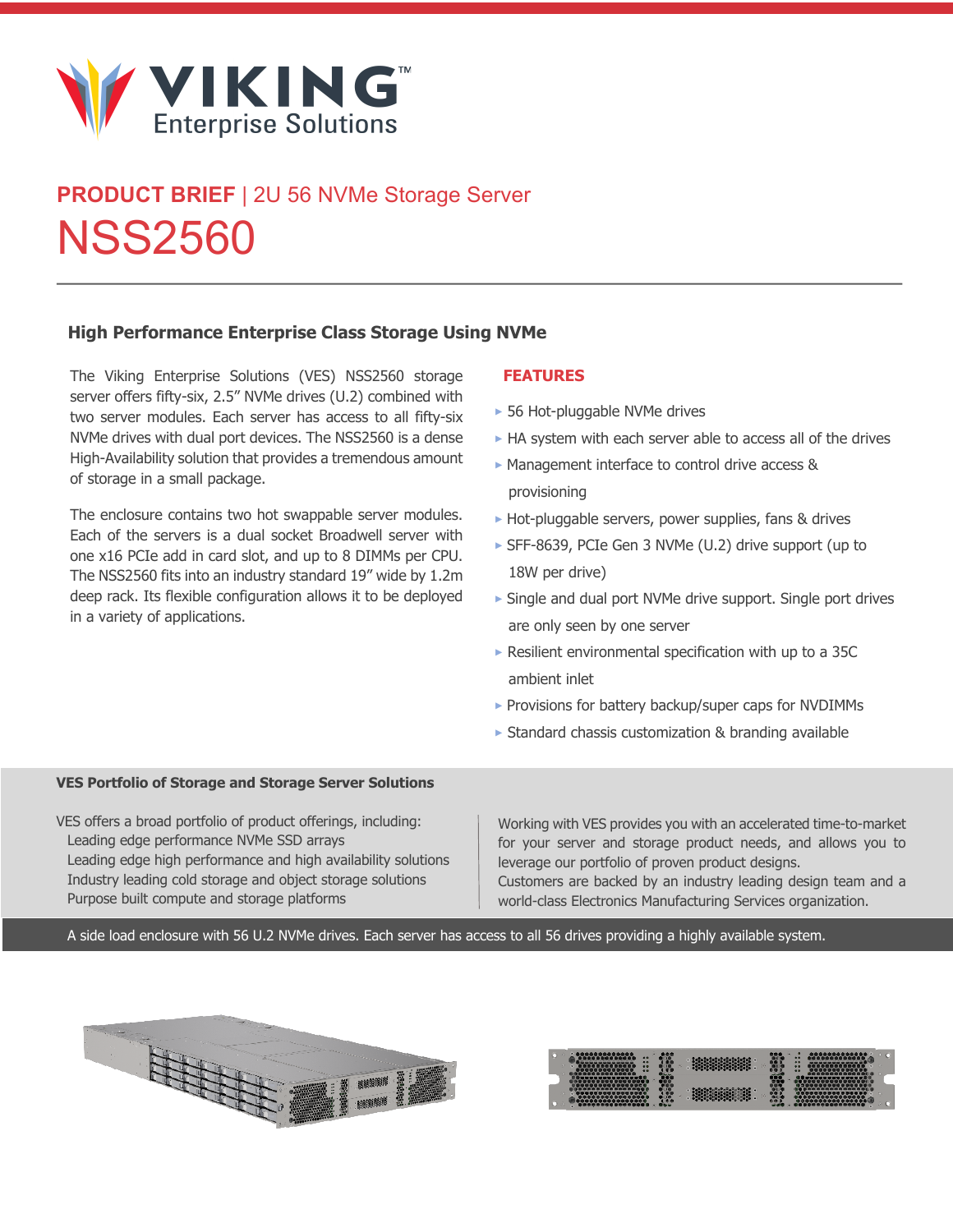# PRODUCT BRIEF | 2U 56 NVMe Storage Server

# NSS2560

## High Performance Enterprise Class Storage Using NVMe

The Viking Enterprise Solutions (VES) NSS2560 storage server offers fifty-six, 2.5" NVMe drives (U.2) combined with two server modules. Each server has access to all fifty-six NVMe drives with dual port devices. The NSS2560 is a dense High-Availability solution that provides a tremendous amount of storage in a small package.

The enclosure contains two hot swappable server modules. Each of the servers is a dual socket Broadwell server with one x16 PCIe add in card slot, and up to 8 DIMMs per CPU. The NSS2560 fits into an industry standard 19" wide by 1.2m deep rack. Its flexible configuration allows it to be deployed in a variety of applications.

### FEATURES

- 56 Hot-pluggable NVMe drives
- HA system with each server able to access all of the drives
- Management interface to control drive access & provisioning
- Hot-pluggable servers, power supplies, fans & drives
- SFF-8639, PCIe Gen 3 NVMe (U.2) drive support (up to 18W per drive)
- Single and dual port NVMe drive support. Single port drives are only seen by one server
- Resilient environmental specification with up to a 35C ambient inlet
- Provisions for battery backup/super caps for NVDIMMs
- Standard chassis customization & branding available

### VES Portfolio of Storage and Storage Server Solutions

VES offers a broad portfolio of product offerings, including:

- Leading edge performance NVMe SSD arrays
- Leading edge high performance and high availability solutions
- Industry leading cold storage and object storage solutions
- Purpose built compute and storage platforms

Working with VES provides you with an accelerated time-to-market for your server and storage product needs, and allows you to leverage our portfolio of proven product designs.
Customers are backed by an industry leading design team and a world-class Electronics Manufacturing Services organization.

A side load enclosure with 56 U.2 NVMe drives. Each server has access to all 56 drives providing a highly available system.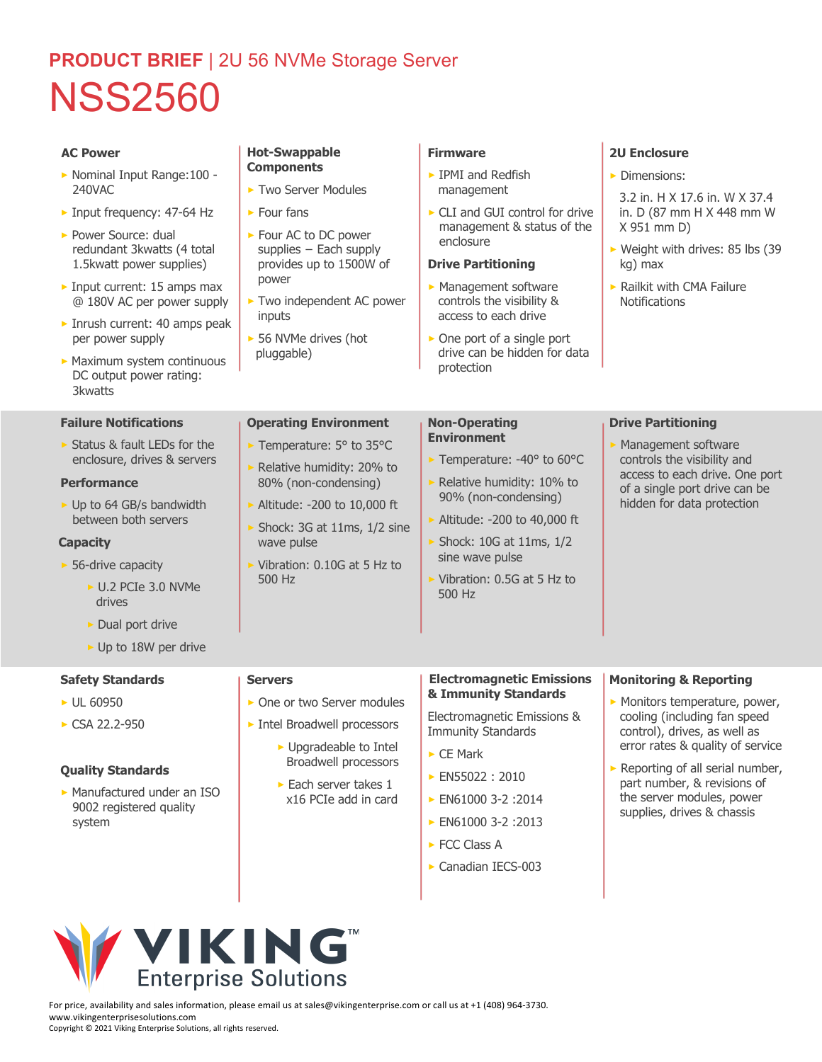**PRODUCT BRIEF** | 2U 56 NVMe Storage Server

# NSS2560

### AC Power

- Nominal Input Range:100 - 240VAC
- Input frequency: 47-64 Hz
- Power Source: dual redundant 3kwatts (4 total 1.5kwatt power supplies)
- Input current: 15 amps max @ 180V AC per power supply
- Inrush current: 40 amps peak per power supply
- Maximum system continuous DC output power rating: 3kwatts

### Hot-Swappable Components

- Two Server Modules
- Four fans
- Four AC to DC power supplies – Each supply provides up to 1500W of power
- Two independent AC power inputs
- 56 NVMe drives (hot pluggable)

### Firmware

- IPMI and Redfish management
- CLI and GUI control for drive management & status of the enclosure

### Drive Partitioning

- Management software controls the visibility & access to each drive
- One port of a single port drive can be hidden for data protection

### 2U Enclosure

- Dimensions:

  3.2 in. H X 17.6 in. W X 37.4 in. D (87 mm H X 448 mm W X 951 mm D)
- Weight with drives: 85 lbs (39 kg) max
- Railkit with CMA Failure Notifications

### Failure Notifications

- Status & fault LEDs for the enclosure, drives & servers

### Performance

- Up to 64 GB/s bandwidth between both servers

### Capacity

- 56-drive capacity
  - U.2 PCIe 3.0 NVMe drives
  - Dual port drive
  - Up to 18W per drive

### Operating Environment

- Temperature: 5° to 35°C
- Relative humidity: 20% to 80% (non-condensing)
- Altitude: -200 to 10,000 ft
- Shock: 3G at 11ms, 1/2 sine wave pulse
- Vibration: 0.10G at 5 Hz to 500 Hz

### Non-Operating Environment

- Temperature: -40° to 60°C
- Relative humidity: 10% to 90% (non-condensing)
- Altitude: -200 to 40,000 ft
- Shock: 10G at 11ms, 1/2 sine wave pulse
- Vibration: 0.5G at 5 Hz to 500 Hz

### Drive Partitioning

- Management software controls the visibility and access to each drive. One port of a single port drive can be hidden for data protection

### Safety Standards

- UL 60950
- CSA 22.2-950

### Quality Standards

- Manufactured under an ISO 9002 registered quality system

### Servers

- One or two Server modules
- Intel Broadwell processors
  - Upgradeable to Intel Broadwell processors
  - Each server takes 1 x16 PCIe add in card

### Electromagnetic Emissions & Immunity Standards

Electromagnetic Emissions & Immunity Standards

- CE Mark
- EN55022 : 2010
- EN61000 3-2 :2014
- EN61000 3-2 :2013
- FCC Class A
- Canadian IECS-003

### Monitoring & Reporting

- Monitors temperature, power, cooling (including fan speed control), drives, as well as error rates & quality of service
- Reporting of all serial number, part number, & revisions of the server modules, power supplies, drives & chassis

VIKING™ Enterprise Solutions

For price, availability and sales information, please email us at sales@vikingenterprise.com or call us at +1 (408) 964-3730.
www.vikingenterprisesolutions.com
Copyright © 2021 Viking Enterprise Solutions, all rights reserved.